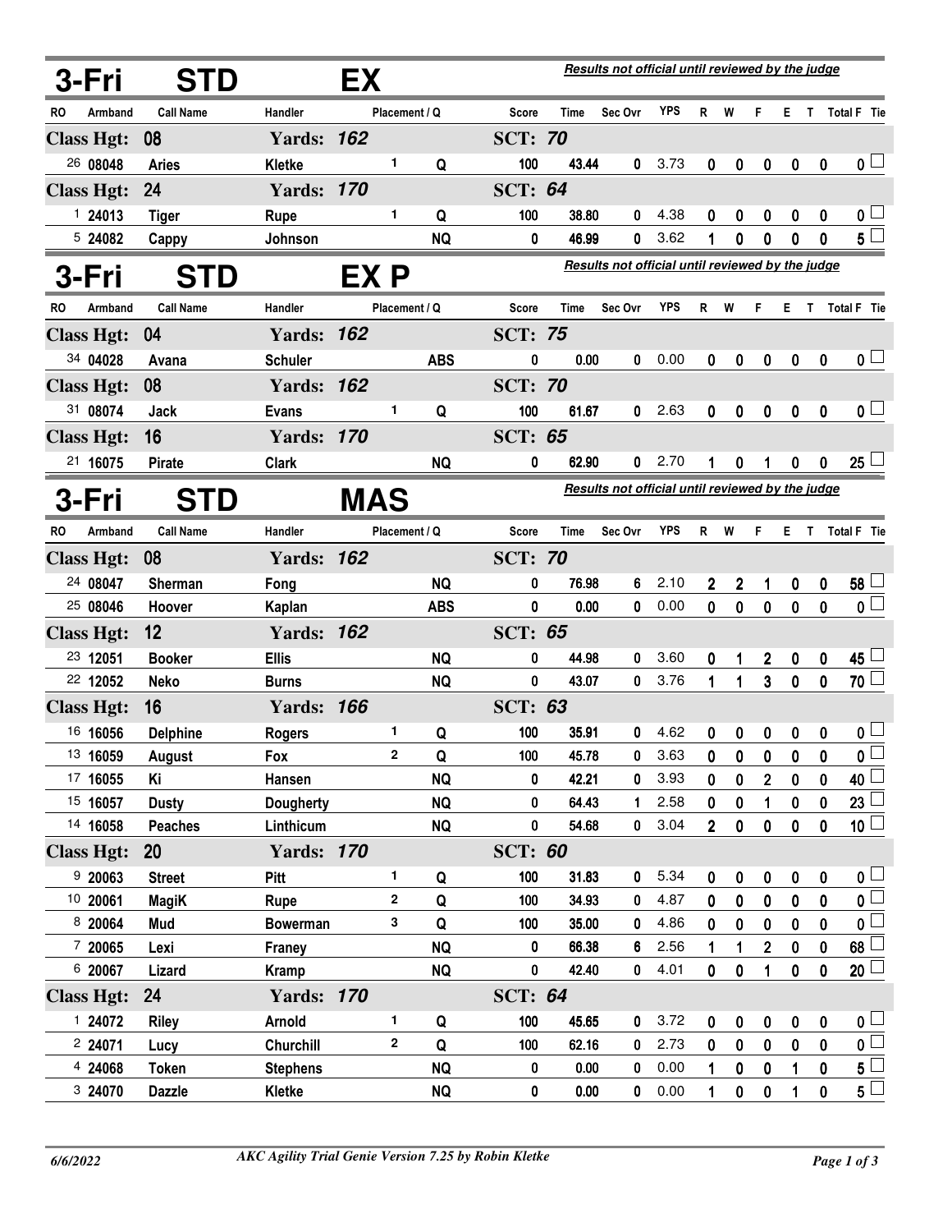## 3-Fri STD EX

*Results not official until reviewed by the judge*

| RO | Armband | Call Name | Handler | Placement | Q | Score | Time | Sec Ovr | YPS | R | W | F | E | T | Total F | Tie |
|---|---|---|---|---|---|---|---|---|---|---|---|---|---|---|---|---|
| **Class Hgt: 08** | | | **Yards: 162** | | | **SCT: 70** | | | | | | | | | | |
| 26 | 08048 | Aries | Kletke | 1 | Q | 100 | 43.44 | 0 | 3.73 | 0 | 0 | 0 | 0 | 0 | 0 | ☐ |
| **Class Hgt: 24** | | | **Yards: 170** | | | **SCT: 64** | | | | | | | | | | |
| 1 | 24013 | Tiger | Rupe | 1 | Q | 100 | 38.80 | 0 | 4.38 | 0 | 0 | 0 | 0 | 0 | 0 | ☐ |
| 5 | 24082 | Cappy | Johnson | | NQ | 0 | 46.99 | 0 | 3.62 | 1 | 0 | 0 | 0 | 0 | 5 | ☐ |

## 3-Fri STD EX P

*Results not official until reviewed by the judge*

| RO | Armband | Call Name | Handler | Placement | Q | Score | Time | Sec Ovr | YPS | R | W | F | E | T | Total F | Tie |
|---|---|---|---|---|---|---|---|---|---|---|---|---|---|---|---|---|
| **Class Hgt: 04** | | | **Yards: 162** | | | **SCT: 75** | | | | | | | | | | |
| 34 | 04028 | Avana | Schuler | | ABS | 0 | 0.00 | 0 | 0.00 | 0 | 0 | 0 | 0 | 0 | 0 | ☐ |
| **Class Hgt: 08** | | | **Yards: 162** | | | **SCT: 70** | | | | | | | | | | |
| 31 | 08074 | Jack | Evans | 1 | Q | 100 | 61.67 | 0 | 2.63 | 0 | 0 | 0 | 0 | 0 | 0 | ☐ |
| **Class Hgt: 16** | | | **Yards: 170** | | | **SCT: 65** | | | | | | | | | | |
| 21 | 16075 | Pirate | Clark | | NQ | 0 | 62.90 | 0 | 2.70 | 1 | 0 | 1 | 0 | 0 | 25 | ☐ |

## 3-Fri STD MAS

*Results not official until reviewed by the judge*

| RO | Armband | Call Name | Handler | Placement | Q | Score | Time | Sec Ovr | YPS | R | W | F | E | T | Total F | Tie |
|---|---|---|---|---|---|---|---|---|---|---|---|---|---|---|---|---|
| **Class Hgt: 08** | | | **Yards: 162** | | | **SCT: 70** | | | | | | | | | | |
| 24 | 08047 | Sherman | Fong | | NQ | 0 | 76.98 | 6 | 2.10 | 2 | 2 | 1 | 0 | 0 | 58 | ☐ |
| 25 | 08046 | Hoover | Kaplan | | ABS | 0 | 0.00 | 0 | 0.00 | 0 | 0 | 0 | 0 | 0 | 0 | ☐ |
| **Class Hgt: 12** | | | **Yards: 162** | | | **SCT: 65** | | | | | | | | | | |
| 23 | 12051 | Booker | Ellis | | NQ | 0 | 44.98 | 0 | 3.60 | 0 | 1 | 2 | 0 | 0 | 45 | ☐ |
| 22 | 12052 | Neko | Burns | | NQ | 0 | 43.07 | 0 | 3.76 | 1 | 1 | 3 | 0 | 0 | 70 | ☐ |
| **Class Hgt: 16** | | | **Yards: 166** | | | **SCT: 63** | | | | | | | | | | |
| 16 | 16056 | Delphine | Rogers | 1 | Q | 100 | 35.91 | 0 | 4.62 | 0 | 0 | 0 | 0 | 0 | 0 | ☐ |
| 13 | 16059 | August | Fox | 2 | Q | 100 | 45.78 | 0 | 3.63 | 0 | 0 | 0 | 0 | 0 | 0 | ☐ |
| 17 | 16055 | Ki | Hansen | | NQ | 0 | 42.21 | 0 | 3.93 | 0 | 0 | 2 | 0 | 0 | 40 | ☐ |
| 15 | 16057 | Dusty | Dougherty | | NQ | 0 | 64.43 | 1 | 2.58 | 0 | 0 | 1 | 0 | 0 | 23 | ☐ |
| 14 | 16058 | Peaches | Linthicum | | NQ | 0 | 54.68 | 0 | 3.04 | 2 | 0 | 0 | 0 | 0 | 10 | ☐ |
| **Class Hgt: 20** | | | **Yards: 170** | | | **SCT: 60** | | | | | | | | | | |
| 9 | 20063 | Street | Pitt | 1 | Q | 100 | 31.83 | 0 | 5.34 | 0 | 0 | 0 | 0 | 0 | 0 | ☐ |
| 10 | 20061 | MagiK | Rupe | 2 | Q | 100 | 34.93 | 0 | 4.87 | 0 | 0 | 0 | 0 | 0 | 0 | ☐ |
| 8 | 20064 | Mud | Bowerman | 3 | Q | 100 | 35.00 | 0 | 4.86 | 0 | 0 | 0 | 0 | 0 | 0 | ☐ |
| 7 | 20065 | Lexi | Franey | | NQ | 0 | 66.38 | 6 | 2.56 | 1 | 1 | 2 | 0 | 0 | 68 | ☐ |
| 6 | 20067 | Lizard | Kramp | | NQ | 0 | 42.40 | 0 | 4.01 | 0 | 0 | 1 | 0 | 0 | 20 | ☐ |
| **Class Hgt: 24** | | | **Yards: 170** | | | **SCT: 64** | | | | | | | | | | |
| 1 | 24072 | Riley | Arnold | 1 | Q | 100 | 45.65 | 0 | 3.72 | 0 | 0 | 0 | 0 | 0 | 0 | ☐ |
| 2 | 24071 | Lucy | Churchill | 2 | Q | 100 | 62.16 | 0 | 2.73 | 0 | 0 | 0 | 0 | 0 | 0 | ☐ |
| 4 | 24068 | Token | Stephens | | NQ | 0 | 0.00 | 0 | 0.00 | 1 | 0 | 0 | 1 | 0 | 5 | ☐ |
| 3 | 24070 | Dazzle | Kletke | | NQ | 0 | 0.00 | 0 | 0.00 | 1 | 0 | 0 | 1 | 0 | 5 | ☐ |

6/6/2022 — *AKC Agility Trial Genie Version 7.25 by Robin Kletke*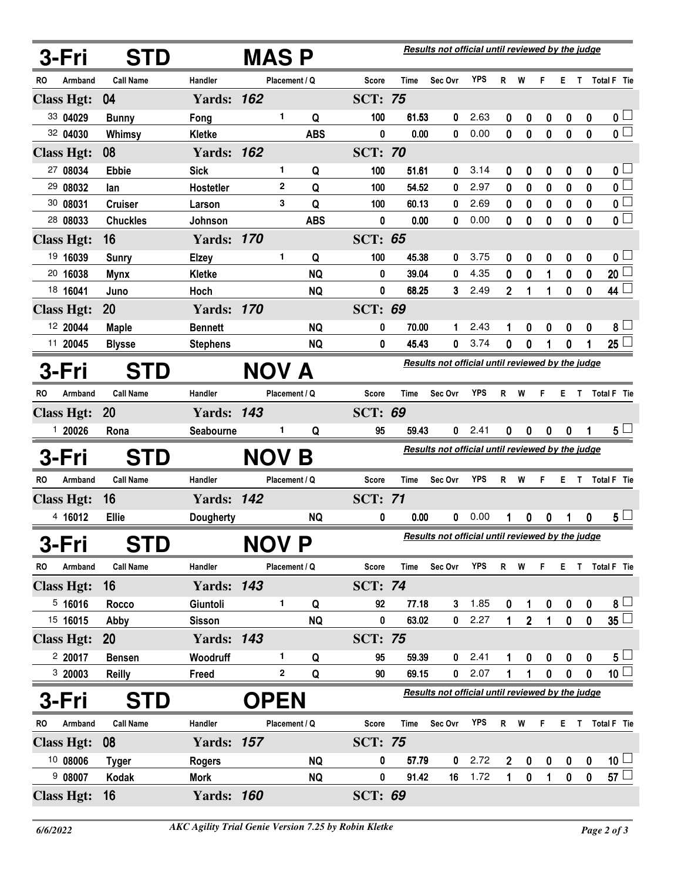## 3-Fri STD MAS P

*Results not official until reviewed by the judge*

| RO | Armband | Call Name | Handler | Placement / Q | | Score | Time | Sec Ovr | YPS | R | W | F | E | T | Total F | Tie |
|---|---|---|---|---|---|---|---|---|---|---|---|---|---|---|---|---|
| **Class Hgt: 04** | | | **Yards: 162** | | | **SCT: 75** | | | | | | | | | | |
| 33 | 04029 | Bunny | Fong | 1 | Q | 100 | 61.53 | 0 | 2.63 | 0 | 0 | 0 | 0 | 0 | 0 | ☐ |
| 32 | 04030 | Whimsy | Kletke | | ABS | 0 | 0.00 | 0 | 0.00 | 0 | 0 | 0 | 0 | 0 | 0 | ☐ |
| **Class Hgt: 08** | | | **Yards: 162** | | | **SCT: 70** | | | | | | | | | | |
| 27 | 08034 | Ebbie | Sick | 1 | Q | 100 | 51.61 | 0 | 3.14 | 0 | 0 | 0 | 0 | 0 | 0 | ☐ |
| 29 | 08032 | Ian | Hostetler | 2 | Q | 100 | 54.52 | 0 | 2.97 | 0 | 0 | 0 | 0 | 0 | 0 | ☐ |
| 30 | 08031 | Cruiser | Larson | 3 | Q | 100 | 60.13 | 0 | 2.69 | 0 | 0 | 0 | 0 | 0 | 0 | ☐ |
| 28 | 08033 | Chuckles | Johnson | | ABS | 0 | 0.00 | 0 | 0.00 | 0 | 0 | 0 | 0 | 0 | 0 | ☐ |
| **Class Hgt: 16** | | | **Yards: 170** | | | **SCT: 65** | | | | | | | | | | |
| 19 | 16039 | Sunry | Elzey | 1 | Q | 100 | 45.38 | 0 | 3.75 | 0 | 0 | 0 | 0 | 0 | 0 | ☐ |
| 20 | 16038 | Mynx | Kletke | | NQ | 0 | 39.04 | 0 | 4.35 | 0 | 0 | 1 | 0 | 0 | 20 | ☐ |
| 18 | 16041 | Juno | Hoch | | NQ | 0 | 68.25 | 3 | 2.49 | 2 | 1 | 1 | 0 | 0 | 44 | ☐ |
| **Class Hgt: 20** | | | **Yards: 170** | | | **SCT: 69** | | | | | | | | | | |
| 12 | 20044 | Maple | Bennett | | NQ | 0 | 70.00 | 1 | 2.43 | 1 | 0 | 0 | 0 | 0 | 8 | ☐ |
| 11 | 20045 | Blysse | Stephens | | NQ | 0 | 45.43 | 0 | 3.74 | 0 | 0 | 1 | 0 | 1 | 25 | ☐ |

## 3-Fri STD NOV A

*Results not official until reviewed by the judge*

| RO | Armband | Call Name | Handler | Placement / Q | | Score | Time | Sec Ovr | YPS | R | W | F | E | T | Total F | Tie |
|---|---|---|---|---|---|---|---|---|---|---|---|---|---|---|---|---|
| **Class Hgt: 20** | | | **Yards: 143** | | | **SCT: 69** | | | | | | | | | | |
| 1 | 20026 | Rona | Seabourne | 1 | Q | 95 | 59.43 | 0 | 2.41 | 0 | 0 | 0 | 0 | 1 | 5 | ☐ |

## 3-Fri STD NOV B

*Results not official until reviewed by the judge*

| RO | Armband | Call Name | Handler | Placement / Q | | Score | Time | Sec Ovr | YPS | R | W | F | E | T | Total F | Tie |
|---|---|---|---|---|---|---|---|---|---|---|---|---|---|---|---|---|
| **Class Hgt: 16** | | | **Yards: 142** | | | **SCT: 71** | | | | | | | | | | |
| 4 | 16012 | Ellie | Dougherty | | NQ | 0 | 0.00 | 0 | 0.00 | 1 | 0 | 0 | 1 | 0 | 5 | ☐ |

## 3-Fri STD NOV P

*Results not official until reviewed by the judge*

| RO | Armband | Call Name | Handler | Placement / Q | | Score | Time | Sec Ovr | YPS | R | W | F | E | T | Total F | Tie |
|---|---|---|---|---|---|---|---|---|---|---|---|---|---|---|---|---|
| **Class Hgt: 16** | | | **Yards: 143** | | | **SCT: 74** | | | | | | | | | | |
| 5 | 16016 | Rocco | Giuntoli | 1 | Q | 92 | 77.18 | 3 | 1.85 | 0 | 1 | 0 | 0 | 0 | 8 | ☐ |
| 15 | 16015 | Abby | Sisson | | NQ | 0 | 63.02 | 0 | 2.27 | 1 | 2 | 1 | 0 | 0 | 35 | ☐ |
| **Class Hgt: 20** | | | **Yards: 143** | | | **SCT: 75** | | | | | | | | | | |
| 2 | 20017 | Bensen | Woodruff | 1 | Q | 95 | 59.39 | 0 | 2.41 | 1 | 0 | 0 | 0 | 0 | 5 | ☐ |
| 3 | 20003 | Reilly | Freed | 2 | Q | 90 | 69.15 | 0 | 2.07 | 1 | 1 | 0 | 0 | 0 | 10 | ☐ |

## 3-Fri STD OPEN

*Results not official until reviewed by the judge*

| RO | Armband | Call Name | Handler | Placement / Q | | Score | Time | Sec Ovr | YPS | R | W | F | E | T | Total F | Tie |
|---|---|---|---|---|---|---|---|---|---|---|---|---|---|---|---|---|
| **Class Hgt: 08** | | | **Yards: 157** | | | **SCT: 75** | | | | | | | | | | |
| 10 | 08006 | Tyger | Rogers | | NQ | 0 | 57.79 | 0 | 2.72 | 2 | 0 | 0 | 0 | 0 | 10 | ☐ |
| 9 | 08007 | Kodak | Mork | | NQ | 0 | 91.42 | 16 | 1.72 | 1 | 0 | 1 | 0 | 0 | 57 | ☐ |
| **Class Hgt: 16** | | | **Yards: 160** | | | **SCT: 69** | | | | | | | | | | |

*6/6/2022* *AKC Agility Trial Genie Version 7.25 by Robin Kletke*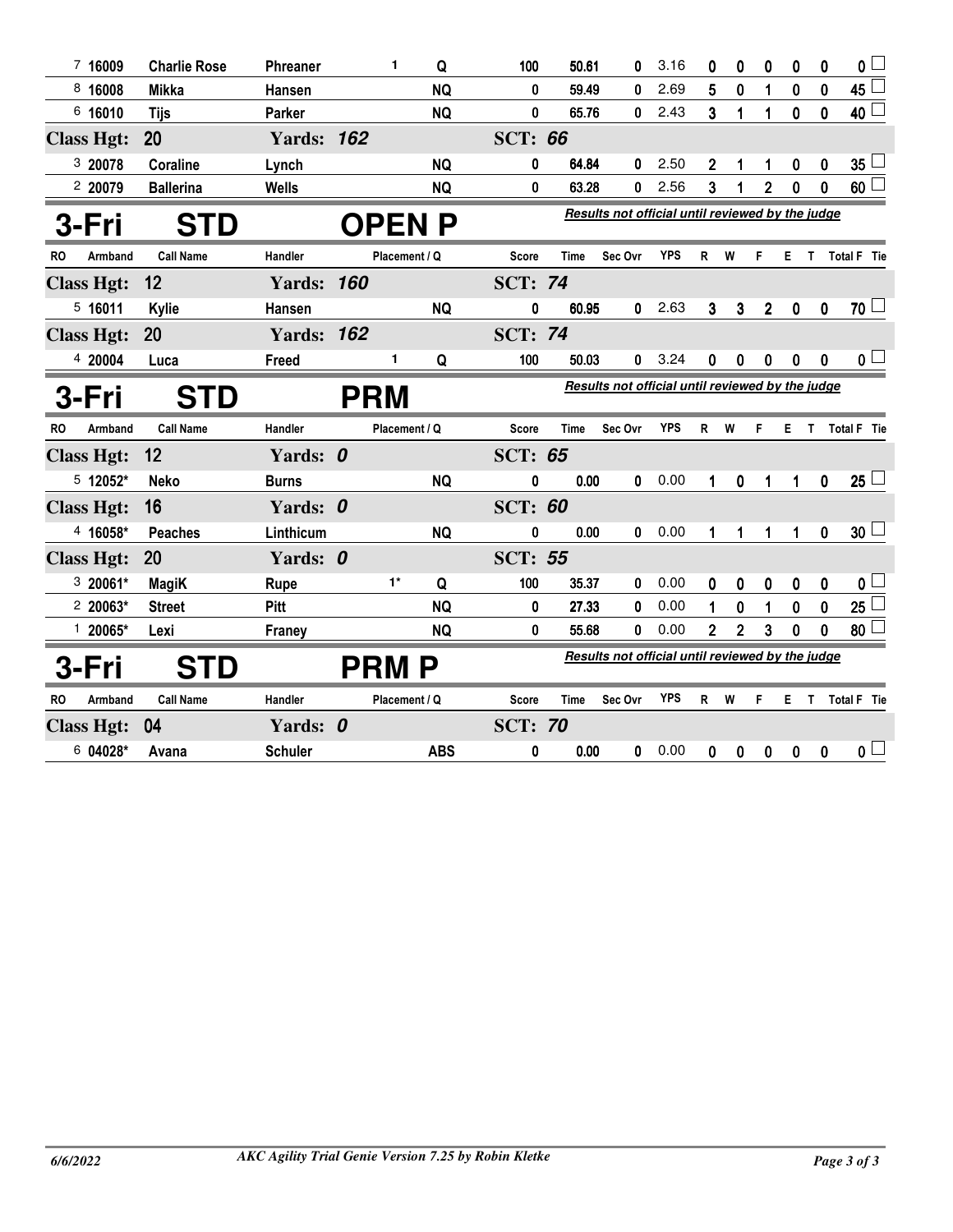| RO | Armband | Call Name | Handler | Placement / Q | | Score | Time | Sec Ovr | YPS | R | W | F | E | T | Total F | Tie |
|---|---|---|---|---|---|---|---|---|---|---|---|---|---|---|---|---|
| 7 | 16009 | Charlie Rose | Phreaner | 1 | Q | 100 | 50.61 | 0 | 3.16 | 0 | 0 | 0 | 0 | 0 | 0 | ☐ |
| 8 | 16008 | Mikka | Hansen | | NQ | 0 | 59.49 | 0 | 2.69 | 5 | 0 | 1 | 0 | 0 | 45 | ☐ |
| 6 | 16010 | Tijs | Parker | | NQ | 0 | 65.76 | 0 | 2.43 | 3 | 1 | 1 | 0 | 0 | 40 | ☐ |
| **Class Hgt:** | **20** | | **Yards: 162** | | | **SCT: 66** | | | | | | | | | | |
| 3 | 20078 | Coraline | Lynch | | NQ | 0 | 64.84 | 0 | 2.50 | 2 | 1 | 1 | 0 | 0 | 35 | ☐ |
| 2 | 20079 | Ballerina | Wells | | NQ | 0 | 63.28 | 0 | 2.56 | 3 | 1 | 2 | 0 | 0 | 60 | ☐ |

## 3-Fri STD OPEN P

*Results not official until reviewed by the judge*

| RO | Armband | Call Name | Handler | Placement / Q | | Score | Time | Sec Ovr | YPS | R | W | F | E | T | Total F | Tie |
|---|---|---|---|---|---|---|---|---|---|---|---|---|---|---|---|---|
| **Class Hgt:** | **12** | | **Yards: 160** | | | **SCT: 74** | | | | | | | | | | |
| 5 | 16011 | Kylie | Hansen | | NQ | 0 | 60.95 | 0 | 2.63 | 3 | 3 | 2 | 0 | 0 | 70 | ☐ |
| **Class Hgt:** | **20** | | **Yards: 162** | | | **SCT: 74** | | | | | | | | | | |
| 4 | 20004 | Luca | Freed | 1 | Q | 100 | 50.03 | 0 | 3.24 | 0 | 0 | 0 | 0 | 0 | 0 | ☐ |

## 3-Fri STD PRM

*Results not official until reviewed by the judge*

| RO | Armband | Call Name | Handler | Placement / Q | | Score | Time | Sec Ovr | YPS | R | W | F | E | T | Total F | Tie |
|---|---|---|---|---|---|---|---|---|---|---|---|---|---|---|---|---|
| **Class Hgt:** | **12** | | **Yards: 0** | | | **SCT: 65** | | | | | | | | | | |
| 5 | 12052* | Neko | Burns | | NQ | 0 | 0.00 | 0 | 0.00 | 1 | 0 | 1 | 1 | 0 | 25 | ☐ |
| **Class Hgt:** | **16** | | **Yards: 0** | | | **SCT: 60** | | | | | | | | | | |
| 4 | 16058* | Peaches | Linthicum | | NQ | 0 | 0.00 | 0 | 0.00 | 1 | 1 | 1 | 1 | 0 | 30 | ☐ |
| **Class Hgt:** | **20** | | **Yards: 0** | | | **SCT: 55** | | | | | | | | | | |
| 3 | 20061* | MagiK | Rupe | 1* | Q | 100 | 35.37 | 0 | 0.00 | 0 | 0 | 0 | 0 | 0 | 0 | ☐ |
| 2 | 20063* | Street | Pitt | | NQ | 0 | 27.33 | 0 | 0.00 | 1 | 0 | 1 | 0 | 0 | 25 | ☐ |
| 1 | 20065* | Lexi | Franey | | NQ | 0 | 55.68 | 0 | 0.00 | 2 | 2 | 3 | 0 | 0 | 80 | ☐ |

## 3-Fri STD PRM P

*Results not official until reviewed by the judge*

| RO | Armband | Call Name | Handler | Placement / Q | | Score | Time | Sec Ovr | YPS | R | W | F | E | T | Total F | Tie |
|---|---|---|---|---|---|---|---|---|---|---|---|---|---|---|---|---|
| **Class Hgt:** | **04** | | **Yards: 0** | | | **SCT: 70** | | | | | | | | | | |
| 6 | 04028* | Avana | Schuler | | ABS | 0 | 0.00 | 0 | 0.00 | 0 | 0 | 0 | 0 | 0 | 0 | ☐ |